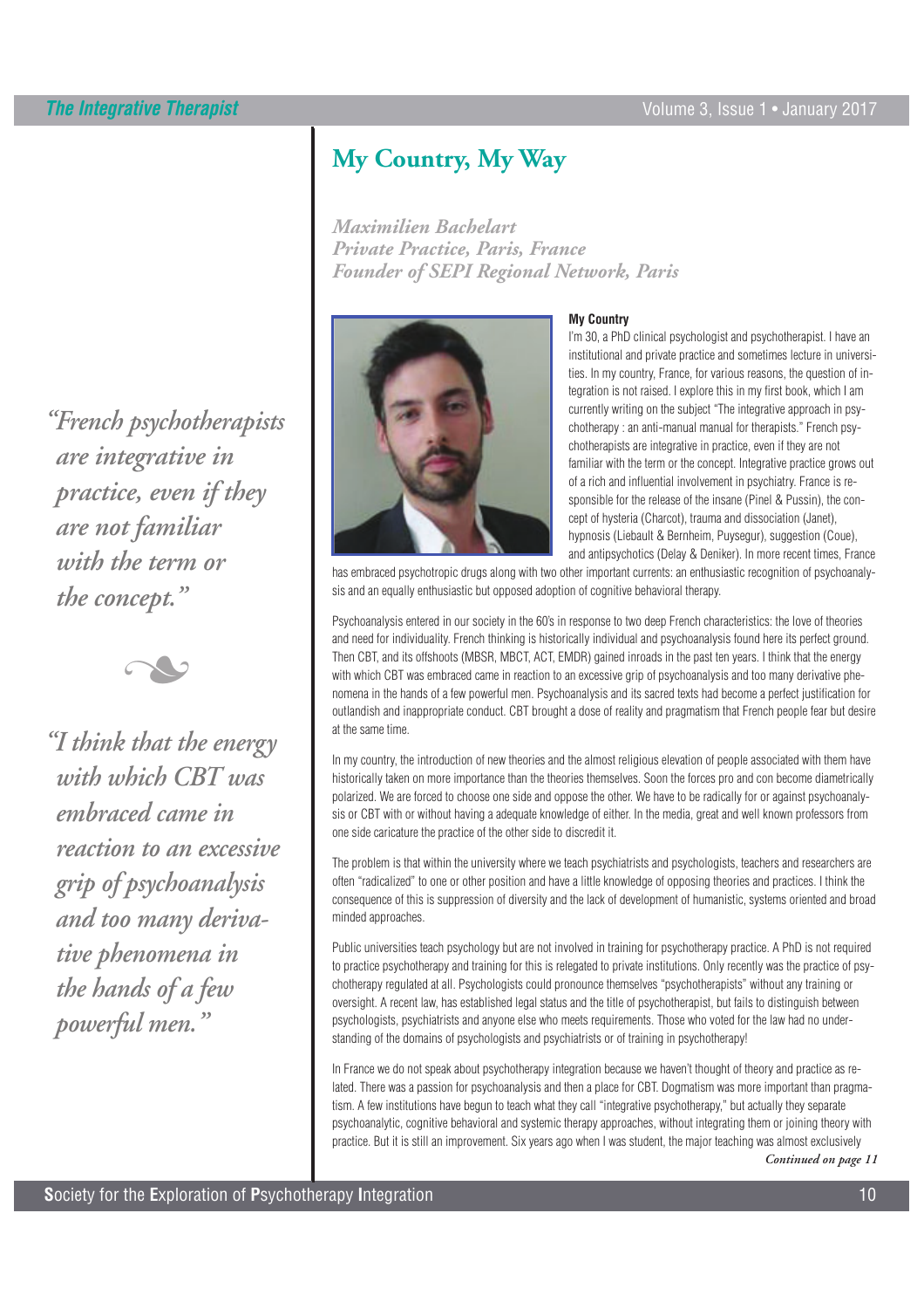# My Country, My Way

*Maximilien Bachelart*
*Private Practice, Paris, France*
*Founder of SEPI Regional Network, Paris*

> *"French psychotherapists are integrative in practice, even if they are not familiar with the term or the concept."*

> *"I think that the energy with which CBT was embraced came in reaction to an excessive grip of psychoanalysis and too many derivative phenomena in the hands of a few powerful men."*

### My Country

I'm 30, a PhD clinical psychologist and psychotherapist. I have an institutional and private practice and sometimes lecture in universities. In my country, France, for various reasons, the question of integration is not raised. I explore this in my first book, which I am currently writing on the subject "The integrative approach in psychotherapy : an anti-manual manual for therapists." French psychotherapists are integrative in practice, even if they are not familiar with the term or the concept. Integrative practice grows out of a rich and influential involvement in psychiatry. France is responsible for the release of the insane (Pinel & Pussin), the concept of hysteria (Charcot), trauma and dissociation (Janet), hypnosis (Liebault & Bernheim, Puysegur), suggestion (Coue), and antipsychotics (Delay & Deniker). In more recent times, France has embraced psychotropic drugs along with two other important currents: an enthusiastic recognition of psychoanalysis and an equally enthusiastic but opposed adoption of cognitive behavioral therapy.

Psychoanalysis entered in our society in the 60's in response to two deep French characteristics: the love of theories and need for individuality. French thinking is historically individual and psychoanalysis found here its perfect ground. Then CBT, and its offshoots (MBSR, MBCT, ACT, EMDR) gained inroads in the past ten years. I think that the energy with which CBT was embraced came in reaction to an excessive grip of psychoanalysis and too many derivative phenomena in the hands of a few powerful men. Psychoanalysis and its sacred texts had become a perfect justification for outlandish and inappropriate conduct. CBT brought a dose of reality and pragmatism that French people fear but desire at the same time.

In my country, the introduction of new theories and the almost religious elevation of people associated with them have historically taken on more importance than the theories themselves. Soon the forces pro and con become diametrically polarized. We are forced to choose one side and oppose the other. We have to be radically for or against psychoanalysis or CBT with or without having a adequate knowledge of either. In the media, great and well known professors from one side caricature the practice of the other side to discredit it.

The problem is that within the university where we teach psychiatrists and psychologists, teachers and researchers are often "radicalized" to one or other position and have a little knowledge of opposing theories and practices. I think the consequence of this is suppression of diversity and the lack of development of humanistic, systems oriented and broad minded approaches.

Public universities teach psychology but are not involved in training for psychotherapy practice. A PhD is not required to practice psychotherapy and training for this is relegated to private institutions. Only recently was the practice of psychotherapy regulated at all. Psychologists could pronounce themselves "psychotherapists" without any training or oversight. A recent law, has established legal status and the title of psychotherapist, but fails to distinguish between psychologists, psychiatrists and anyone else who meets requirements. Those who voted for the law had no understanding of the domains of psychologists and psychiatrists or of training in psychotherapy!

In France we do not speak about psychotherapy integration because we haven't thought of theory and practice as related. There was a passion for psychoanalysis and then a place for CBT. Dogmatism was more important than pragmatism. A few institutions have begun to teach what they call "integrative psychotherapy," but actually they separate psychoanalytic, cognitive behavioral and systemic therapy approaches, without integrating them or joining theory with practice. But it is still an improvement. Six years ago when I was student, the major teaching was almost exclusively

*Continued on page 11*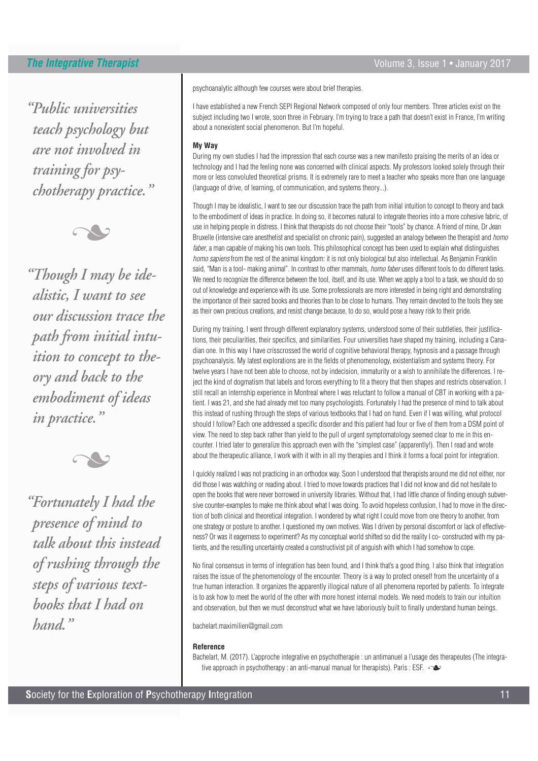*"Public universities teach psychology but are not involved in training for psychotherapy practice."*

*"Though I may be idealistic, I want to see our discussion trace the path from initial intuition to concept to theory and back to the embodiment of ideas in practice."*

*"Fortunately I had the presence of mind to talk about this instead of rushing through the steps of various textbooks that I had on hand."*

psychoanalytic although few courses were about brief therapies.

I have established a new French SEPI Regional Network composed of only four members. Three articles exist on the subject including two I wrote, soon three in February. I'm trying to trace a path that doesn't exist in France, I'm writing about a nonexistent social phenomenon. But I'm hopeful.

**My Way**

During my own studies I had the impression that each course was a new manifesto praising the merits of an idea or technology and I had the feeling none was concerned with clinical aspects. My professors looked solely through their more or less convoluted theoretical prisms. It is extremely rare to meet a teacher who speaks more than one language (language of drive, of learning, of communication, and systems theory...).

Though I may be idealistic, I want to see our discussion trace the path from initial intuition to concept to theory and back to the embodiment of ideas in practice. In doing so, it becomes natural to integrate theories into a more cohesive fabric, of use in helping people in distress. I think that therapists do not choose their "tools" by chance. A friend of mine, Dr Jean Bruxelle (intensive care anesthetist and specialist on chronic pain), suggested an analogy between the therapist and *homo faber*, a man capable of making his own tools. This philosophical concept has been used to explain what distinguishes *homo sapiens* from the rest of the animal kingdom: it is not only biological but also intellectual. As Benjamin Franklin said, "Man is a tool- making animal". In contrast to other mammals, *homo faber* uses different tools to do different tasks. We need to recognize the difference between the tool, itself, and its use. When we apply a tool to a task, we should do so out of knowledge and experience with its use. Some professionals are more interested in being right and demonstrating the importance of their sacred books and theories than to be close to humans. They remain devoted to the tools they see as their own precious creations, and resist change because, to do so, would pose a heavy risk to their pride.

During my training, I went through different explanatory systems, understood some of their subtleties, their justifications, their peculiarities, their specifics, and similarities. Four universities have shaped my training, including a Canadian one. In this way I have crisscrossed the world of cognitive behavioral therapy, hypnosis and a passage through psychoanalysis. My latest explorations are in the fields of phenomenology, existentialism and systems theory. For twelve years I have not been able to choose, not by indecision, immaturity or a wish to annihilate the differences. I reject the kind of dogmatism that labels and forces everything to fit a theory that then shapes and restricts observation. I still recall an internship experience in Montreal where I was reluctant to follow a manual of CBT in working with a patient. I was 21, and she had already met too many psychologists. Fortunately I had the presence of mind to talk about this instead of rushing through the steps of various textbooks that I had on hand. Even if I was willing, what protocol should I follow? Each one addressed a specific disorder and this patient had four or five of them from a DSM point of view. The need to step back rather than yield to the pull of urgent symptomatology seemed clear to me in this encounter. I tried later to generalize this approach even with the "simplest case" (apparently!). Then I read and wrote about the therapeutic alliance, I work with it with in all my therapies and I think it forms a focal point for integration.

I quickly realized I was not practicing in an orthodox way. Soon I understood that therapists around me did not either, nor did those I was watching or reading about. I tried to move towards practices that I did not know and did not hesitate to open the books that were never borrowed in university libraries. Without that, I had little chance of finding enough subversive counter-examples to make me think about what I was doing. To avoid hopeless confusion, I had to move in the direction of both clinical and theoretical integration. I wondered by what right I could move from one theory to another, from one strategy or posture to another. I questioned my own motives. Was I driven by personal discomfort or lack of effectiveness? Or was it eagerness to experiment? As my conceptual world shifted so did the reality I co- constructed with my patients, and the resulting uncertainty created a constructivist pit of anguish with which I had somehow to cope.

No final consensus in terms of integration has been found, and I think that's a good thing. I also think that integration raises the issue of the phenomenology of the encounter. Theory is a way to protect oneself from the uncertainty of a true human interaction. It organizes the apparently illogical nature of all phenomena reported by patients. To integrate is to ask how to meet the world of the other with more honest internal models. We need models to train our intuition and observation, but then we must deconstruct what we have laboriously built to finally understand human beings.

bachelart.maximilien@gmail.com

**Reference**

Bachelart, M. (2017). L'approche integrative en psychotherapie : un antimanuel a l'usage des therapeutes (The integrative approach in psychotherapy : an anti-manual manual for therapists). Paris : ESF.